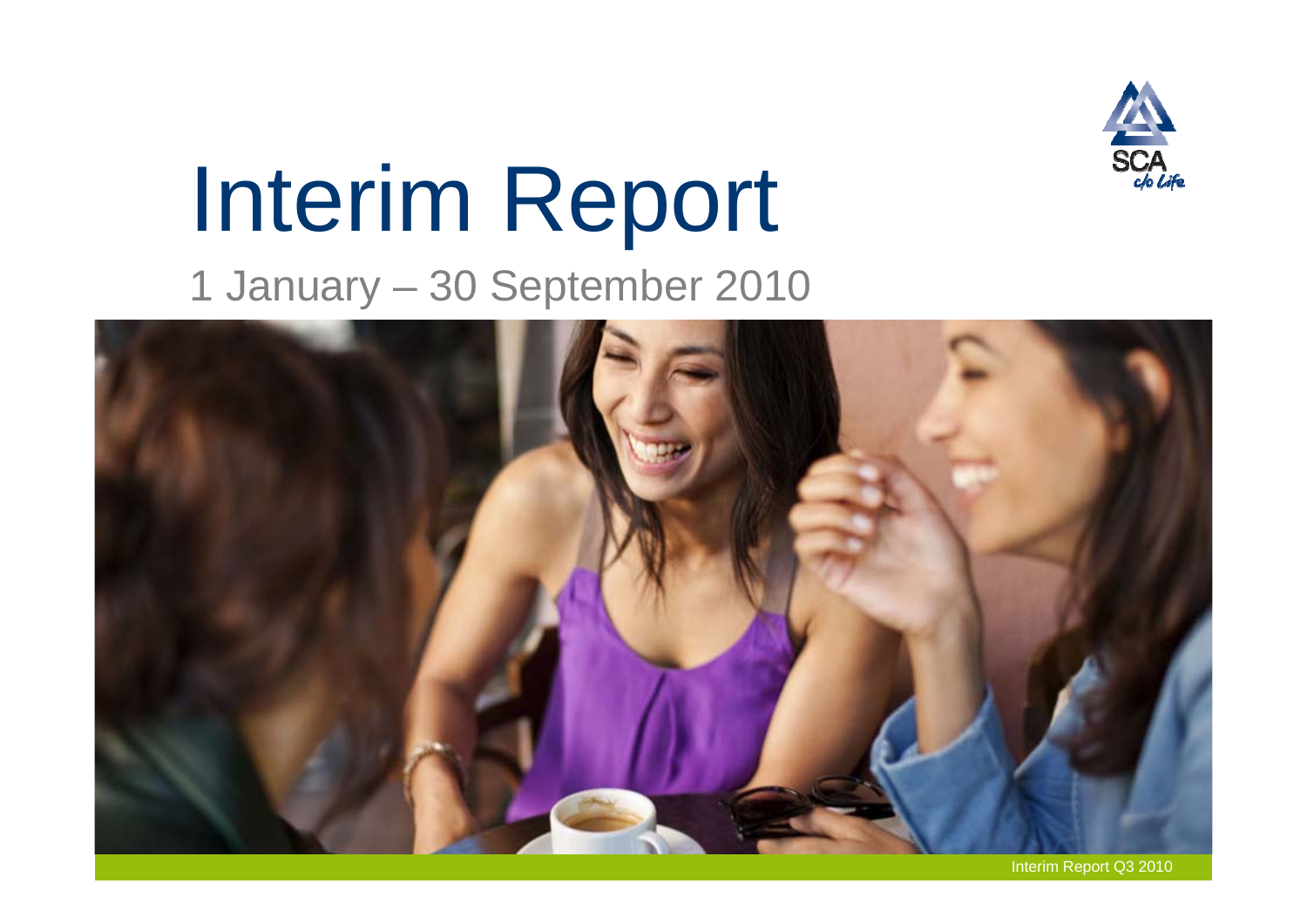# Interim Report

1 January – 30 September 2010

Interim Report Q3 2010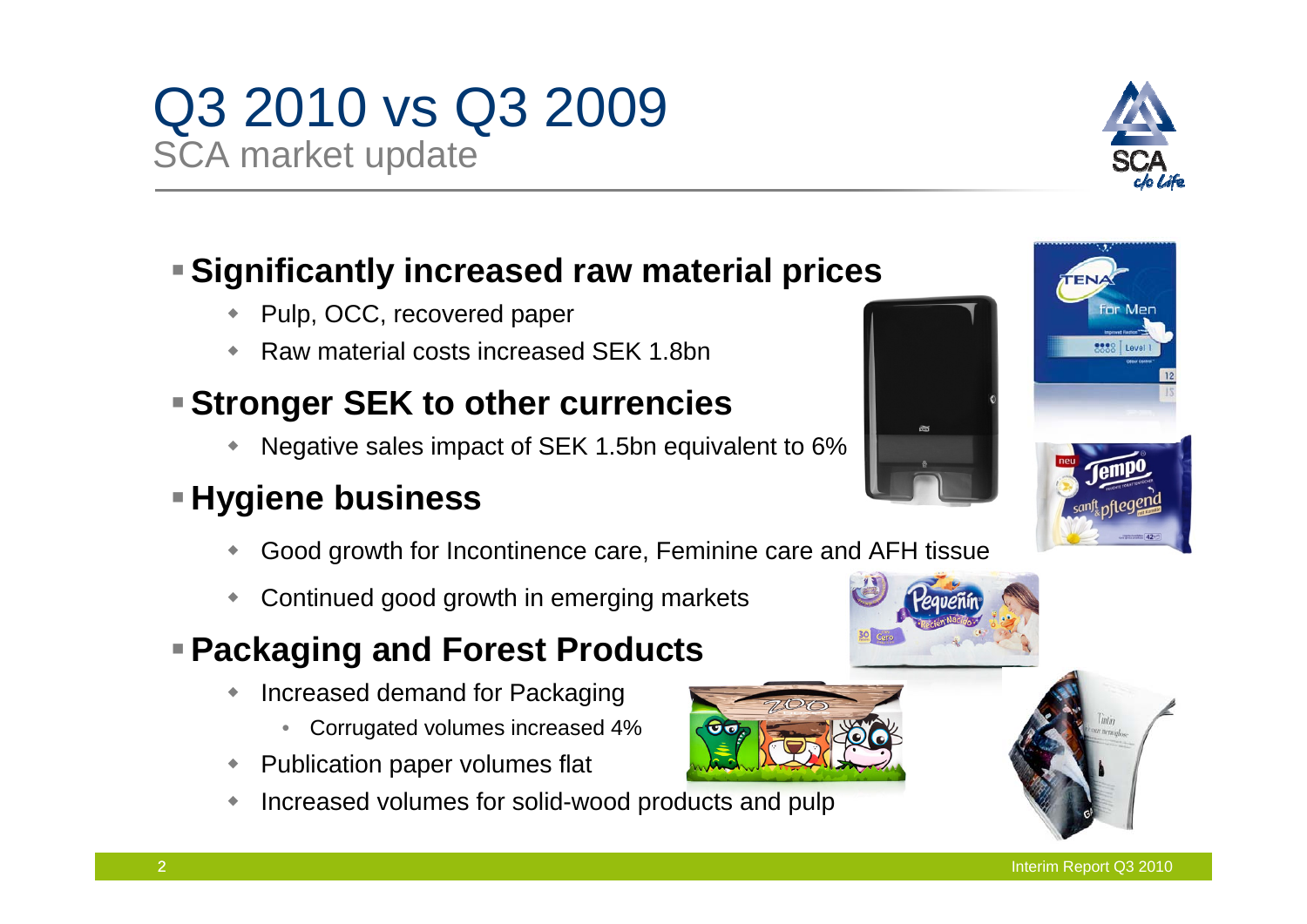# Q3 2010 vs Q3 2009

## SCA market update

- **Significantly increased raw material prices**
  - Pulp, OCC, recovered paper
  - Raw material costs increased SEK 1.8bn
- **Stronger SEK to other currencies**
  - Negative sales impact of SEK 1.5bn equivalent to 6%
- **Hygiene business**
  - Good growth for Incontinence care, Feminine care and AFH tissue
  - Continued good growth in emerging markets
- **Packaging and Forest Products**
  - Increased demand for Packaging
    - Corrugated volumes increased 4%
  - Publication paper volumes flat
  - Increased volumes for solid-wood products and pulp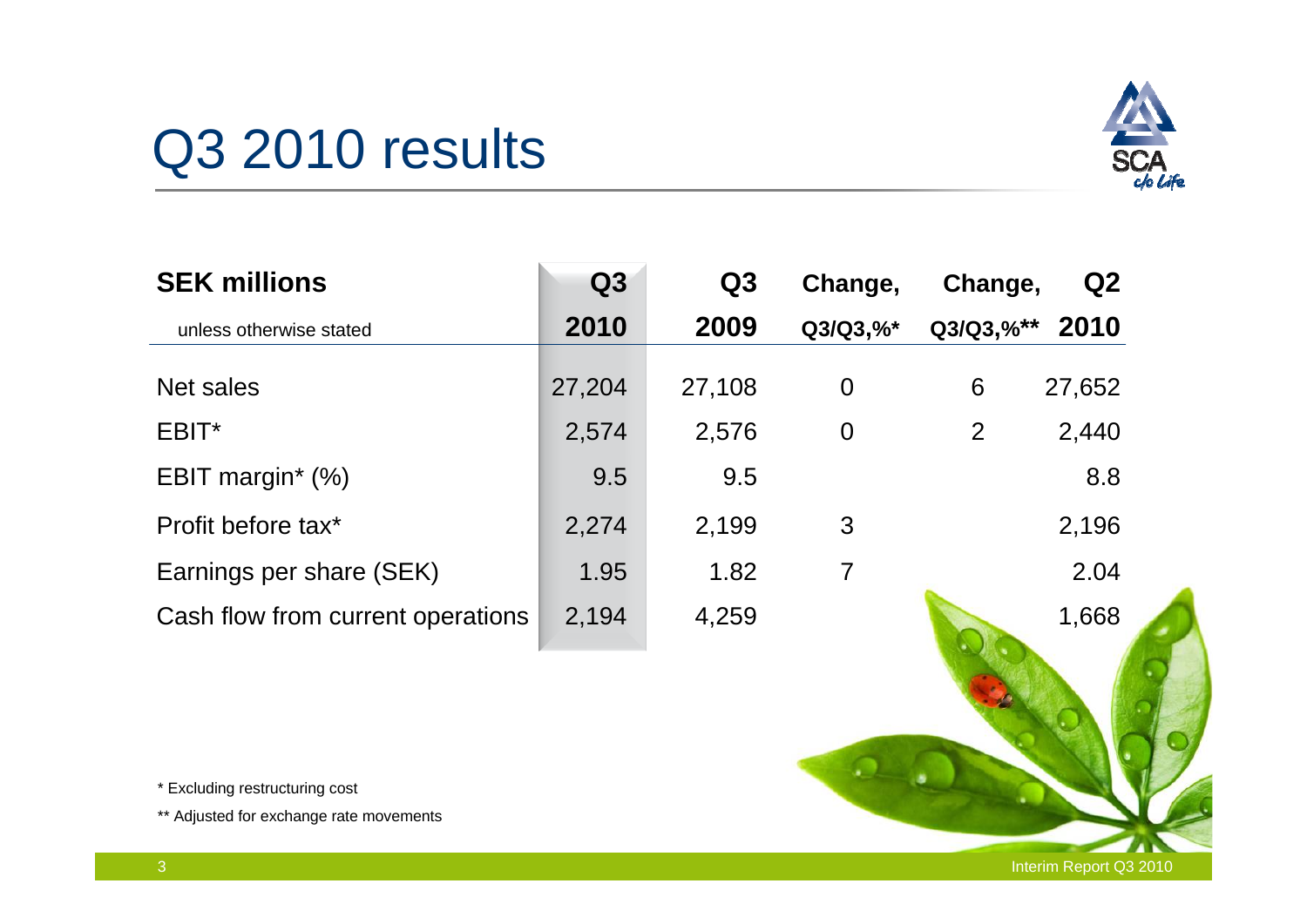# Q3 2010 results

| SEK millions<br>unless otherwise stated | Q3 2010 | Q3 2009 | Change, Q3/Q3,%* | Change, Q3/Q3,%** | Q2 2010 |
|---|---|---|---|---|---|
| Net sales | 27,204 | 27,108 | 0 | 6 | 27,652 |
| EBIT* | 2,574 | 2,576 | 0 | 2 | 2,440 |
| EBIT margin* (%) | 9.5 | 9.5 | | | 8.8 |
| Profit before tax* | 2,274 | 2,199 | 3 | | 2,196 |
| Earnings per share (SEK) | 1.95 | 1.82 | 7 | | 2.04 |
| Cash flow from current operations | 2,194 | 4,259 | | | 1,668 |

\* Excluding restructuring cost

\** Adjusted for exchange rate movements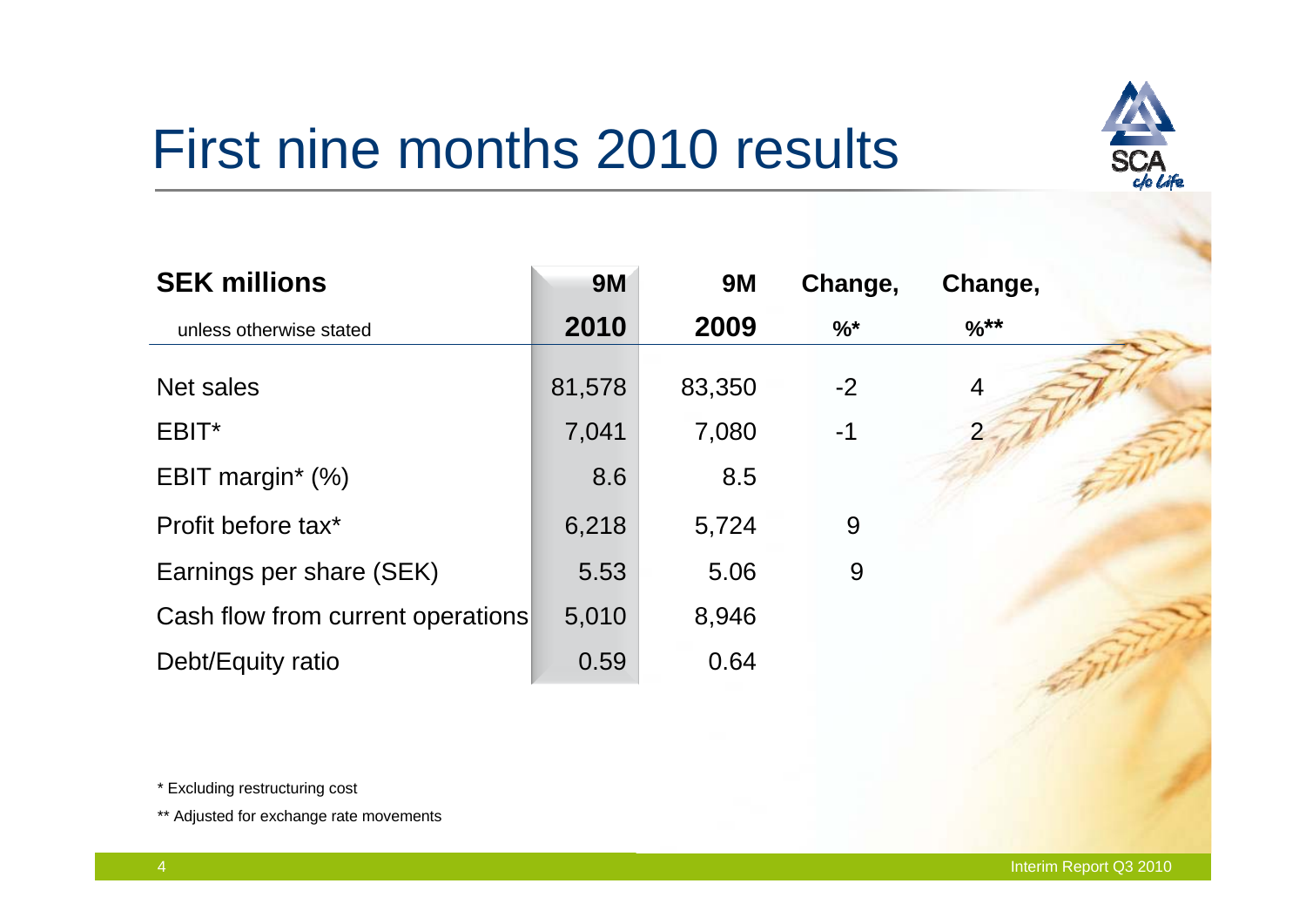# First nine months 2010 results

| SEK millions<br>unless otherwise stated | 9M 2010 | 9M 2009 | Change, %* | Change, %** |
|---|---|---|---|---|
| Net sales | 81,578 | 83,350 | -2 | 4 |
| EBIT* | 7,041 | 7,080 | -1 | 2 |
| EBIT margin* (%) | 8.6 | 8.5 | | |
| Profit before tax* | 6,218 | 5,724 | 9 | |
| Earnings per share (SEK) | 5.53 | 5.06 | 9 | |
| Cash flow from current operations | 5,010 | 8,946 | | |
| Debt/Equity ratio | 0.59 | 0.64 | | |

* Excluding restructuring cost

** Adjusted for exchange rate movements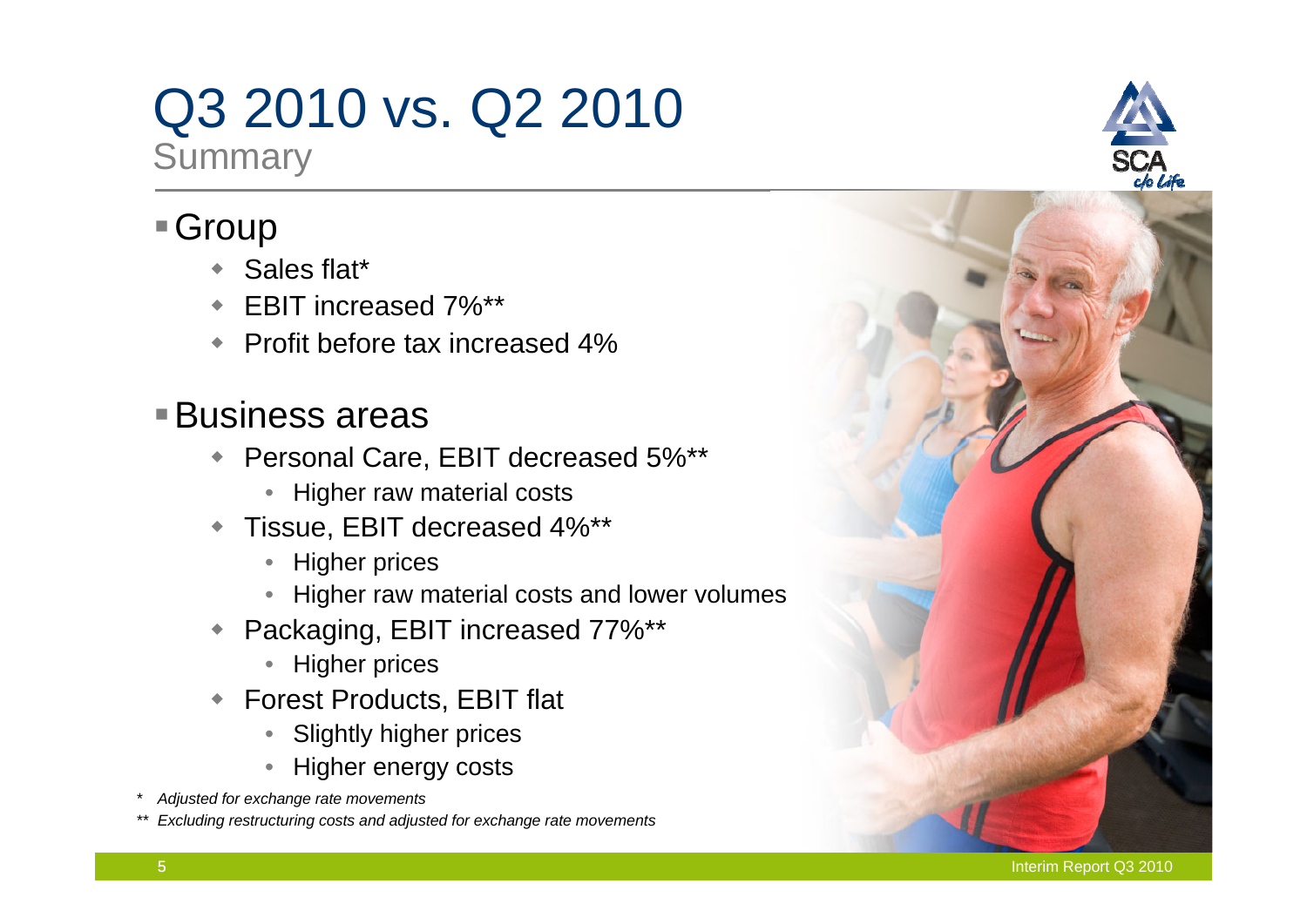# Q3 2010 vs. Q2 2010

## Summary

- Group
  - Sales flat*
  - EBIT increased 7%**
  - Profit before tax increased 4%
- Business areas
  - Personal Care, EBIT decreased 5%**
    - Higher raw material costs
  - Tissue, EBIT decreased 4%**
    - Higher prices
    - Higher raw material costs and lower volumes
  - Packaging, EBIT increased 77%**
    - Higher prices
  - Forest Products, EBIT flat
    - Slightly higher prices
    - Higher energy costs

\* *Adjusted for exchange rate movements*

\** *Excluding restructuring costs and adjusted for exchange rate movements*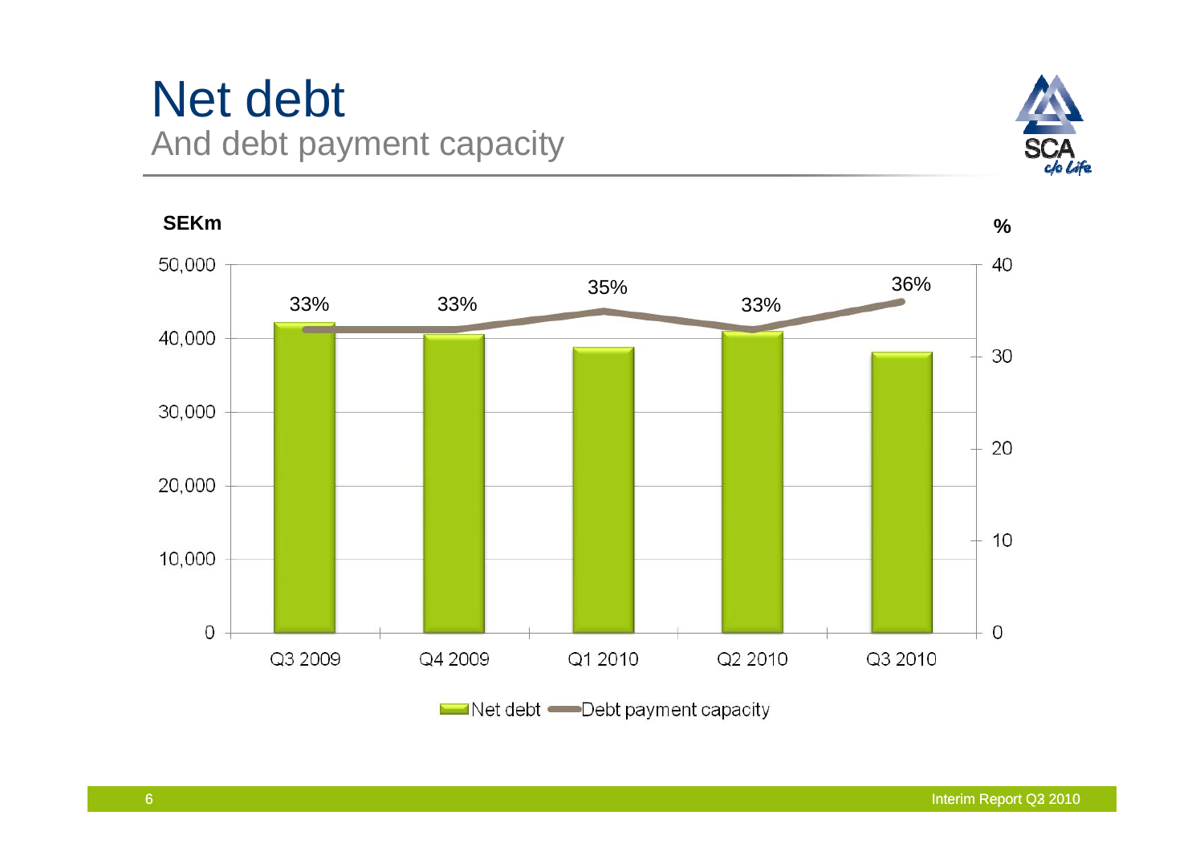# Net debt

## And debt payment capacity

SEKm

%

| | Q3 2009 | Q4 2009 | Q1 2010 | Q2 2010 | Q3 2010 |
|---|---|---|---|---|---|
| Debt payment capacity | 33% | 33% | 35% | 33% | 36% |

Net debt — Debt payment capacity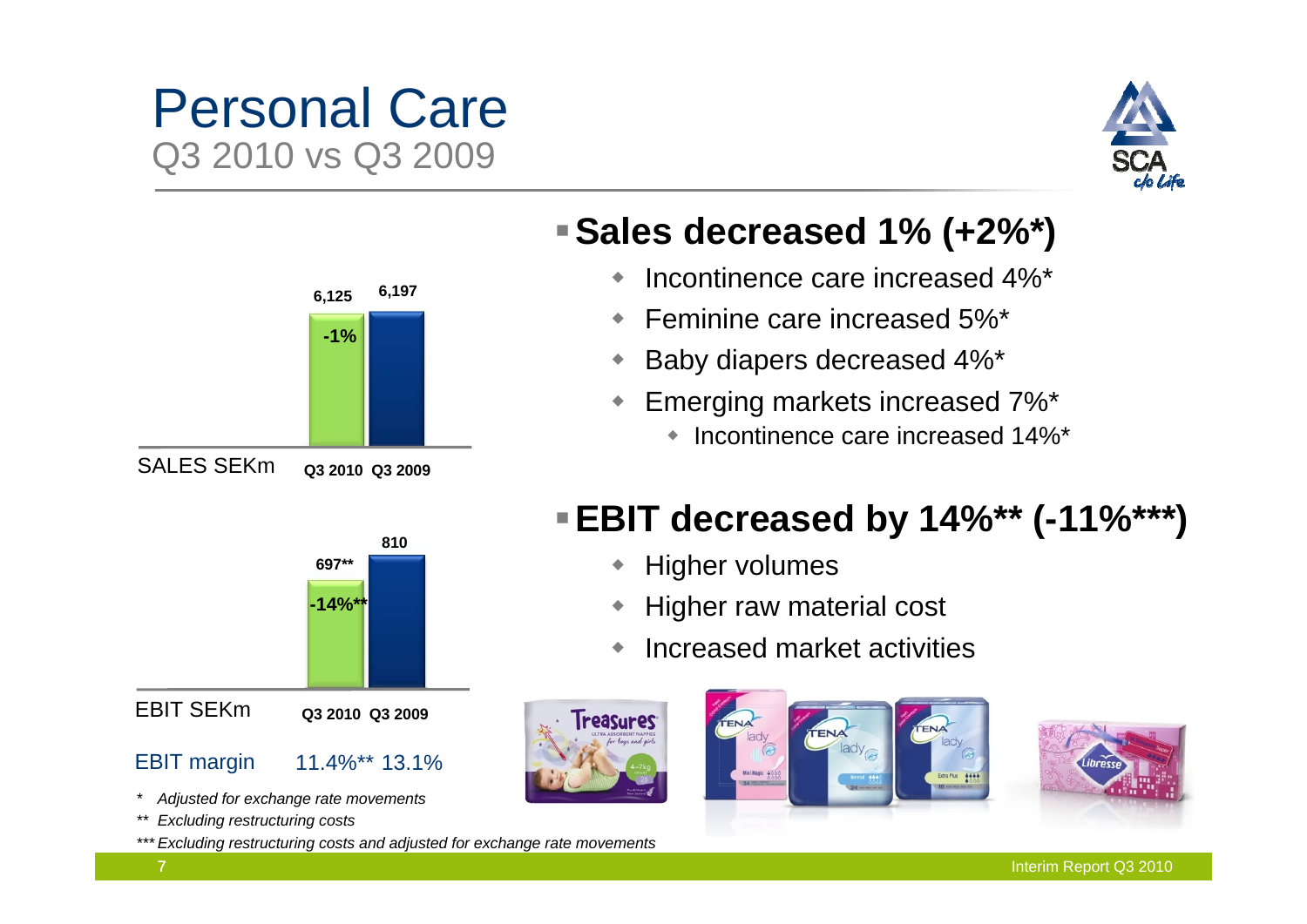# Personal Care

## Q3 2010 vs Q3 2009

| SALES SEKm | Q3 2010 | Q3 2009 |
|---|---|---|
| | 6,125 | 6,197 |
| Change | -1% | |

| EBIT SEKm | Q3 2010 | Q3 2009 |
|---|---|---|
| | 697** | 810 |
| Change | -14%** | |
| EBIT margin | 11.4%** | 13.1% |

- **Sales decreased 1% (+2%*)**
  - Incontinence care increased 4%*
  - Feminine care increased 5%*
  - Baby diapers decreased 4%*
  - Emerging markets increased 7%*
    - Incontinence care increased 14%*

- **EBIT decreased by 14%** (-11%***)**
  - Higher volumes
  - Higher raw material cost
  - Increased market activities

*\* Adjusted for exchange rate movements*

*\*\* Excluding restructuring costs*

*\*\*\* Excluding restructuring costs and adjusted for exchange rate movements*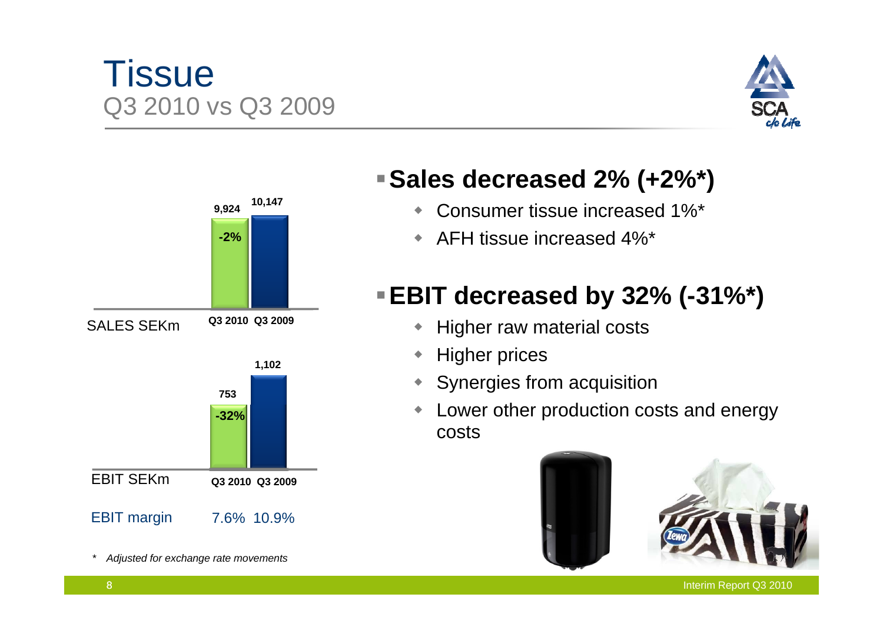# Tissue

## Q3 2010 vs Q3 2009

| | Q3 2010 | Q3 2009 | Change |
|---|---|---|---|
| SALES SEKm | 9,924 | 10,147 | -2% |
| EBIT SEKm | 753 | 1,102 | -32% |
| EBIT margin | 7.6% | 10.9% | |

- **Sales decreased 2% (+2%*)**
  - Consumer tissue increased 1%*
  - AFH tissue increased 4%*
- **EBIT decreased by 32% (-31%*)**
  - Higher raw material costs
  - Higher prices
  - Synergies from acquisition
  - Lower other production costs and energy costs

*\* Adjusted for exchange rate movements*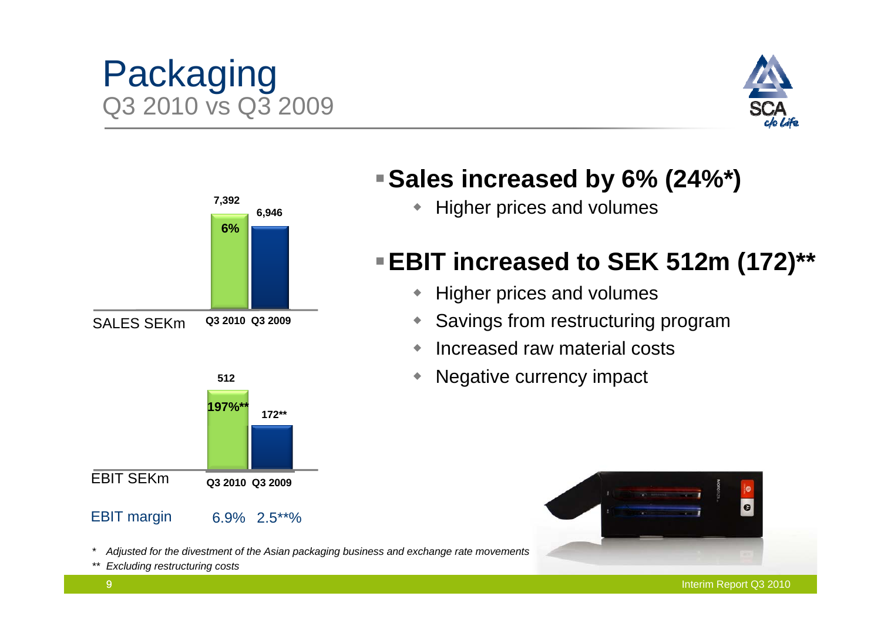# Packaging

## Q3 2010 vs Q3 2009

| SALES SEKm | Q3 2010 | Q3 2009 |
|---|---|---|
| Sales | 7,392 | 6,946 |
| Change | 6% | |

| EBIT SEKm | Q3 2010 | Q3 2009 |
|---|---|---|
| EBIT | 512 | 172** |
| Change | 197%** | |
| EBIT margin | 6.9% | 2.5**% |

- **Sales increased by 6% (24%*)**
  - Higher prices and volumes
- **EBIT increased to SEK 512m (172)****
  - Higher prices and volumes
  - Savings from restructuring program
  - Increased raw material costs
  - Negative currency impact

*\* Adjusted for the divestment of the Asian packaging business and exchange rate movements*

*\*\* Excluding restructuring costs*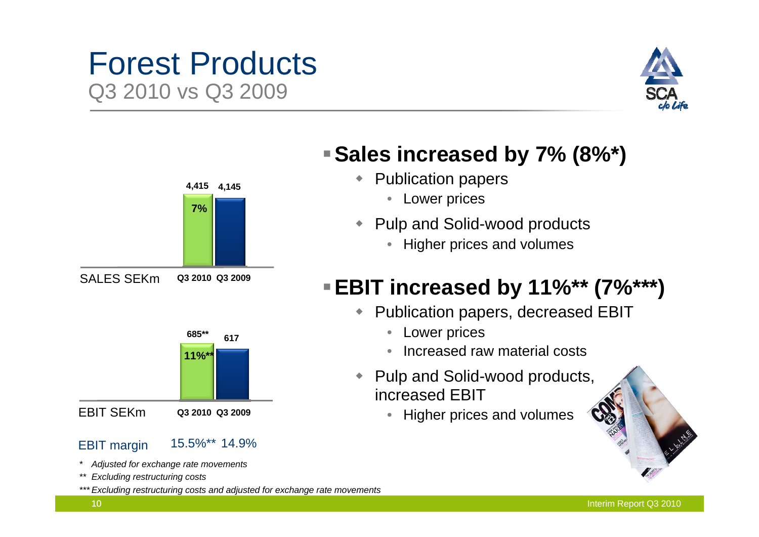# Forest Products

## Q3 2010 vs Q3 2009

| SALES SEKm | Q3 2010 | Q3 2009 |
|---|---|---|
| | 4,415 | 4,145 |
| Change | 7% | |

| EBIT SEKm | Q3 2010 | Q3 2009 |
|---|---|---|
| | 685** | 617 |
| Change | 11%** | |
| EBIT margin | 15.5%** | 14.9% |

- **Sales increased by 7% (8%*)**
  - Publication papers
    - Lower prices
  - Pulp and Solid-wood products
    - Higher prices and volumes
- **EBIT increased by 11%** (7%***)**
  - Publication papers, decreased EBIT
    - Lower prices
    - Increased raw material costs
  - Pulp and Solid-wood products, increased EBIT
    - Higher prices and volumes

*Adjusted for exchange rate movements*

** *Excluding restructuring costs*

*** *Excluding restructuring costs and adjusted for exchange rate movements*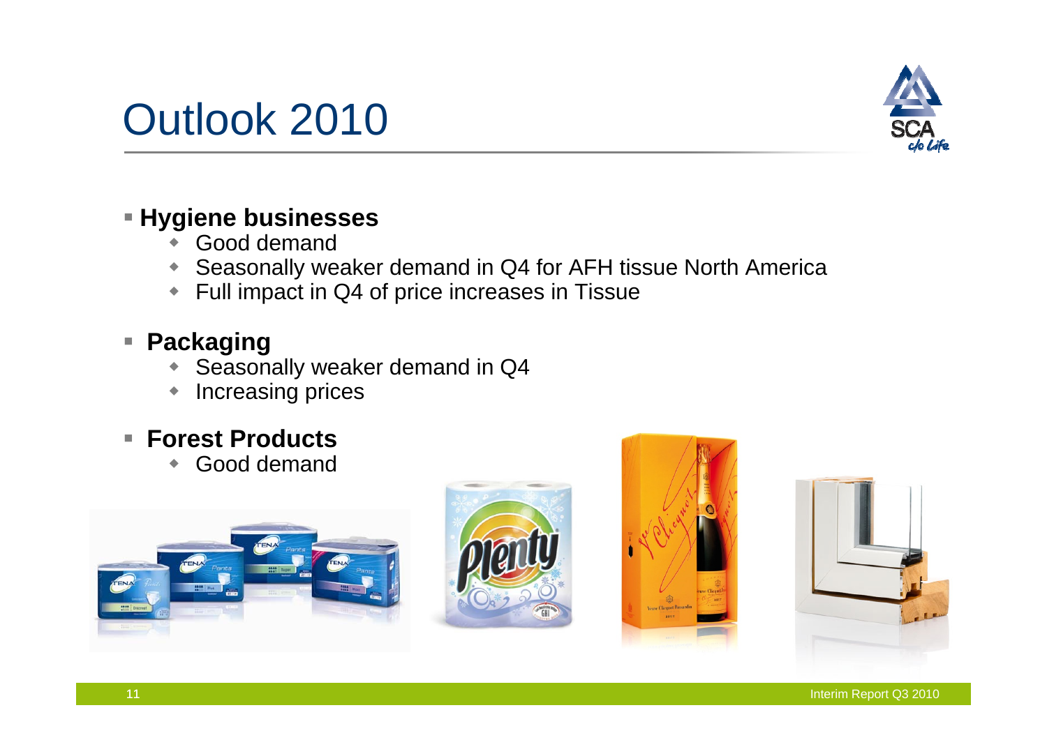# Outlook 2010

- **Hygiene businesses**
  - Good demand
  - Seasonally weaker demand in Q4 for AFH tissue North America
  - Full impact in Q4 of price increases in Tissue
- **Packaging**
  - Seasonally weaker demand in Q4
  - Increasing prices
- **Forest Products**
  - Good demand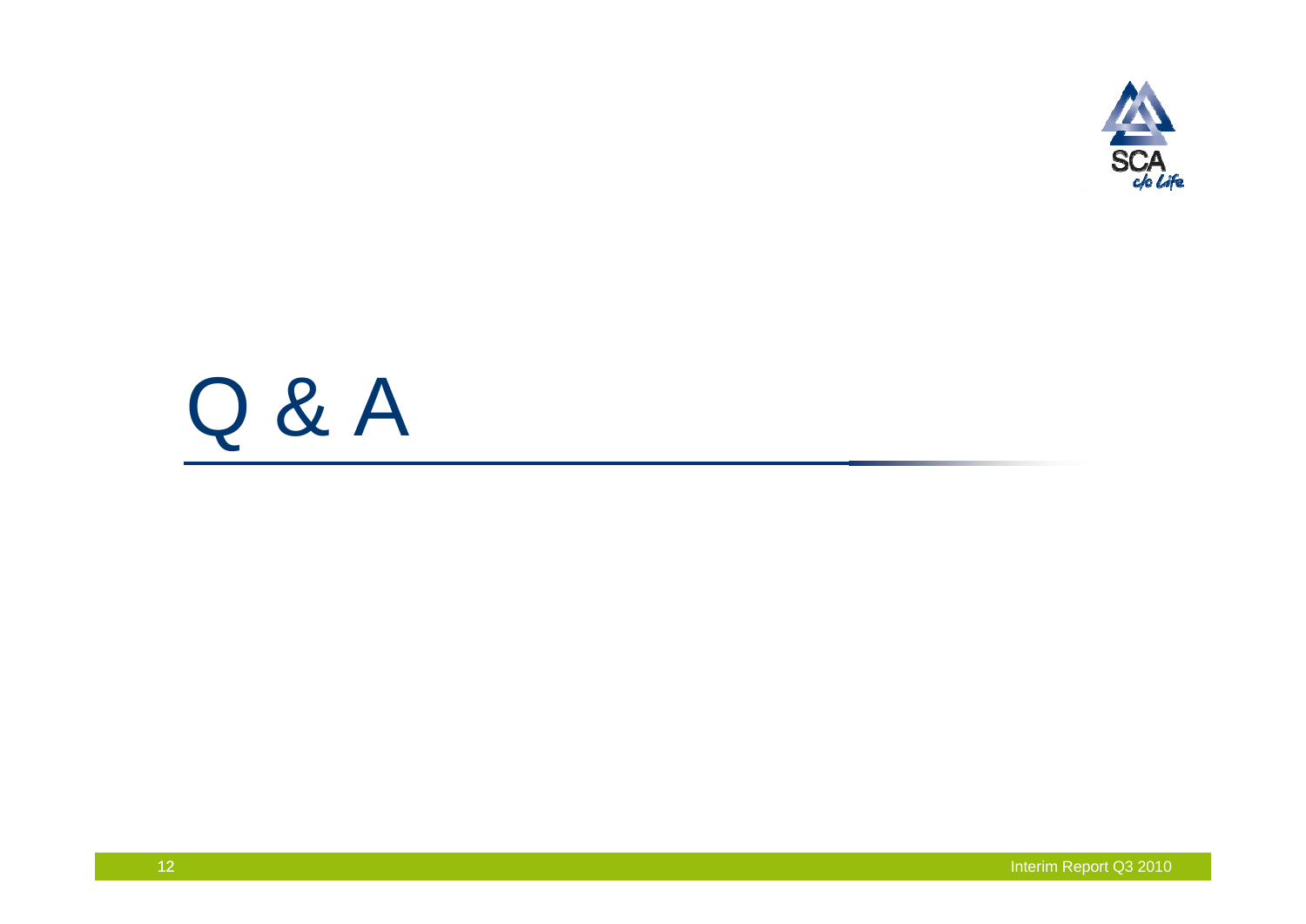# Q & A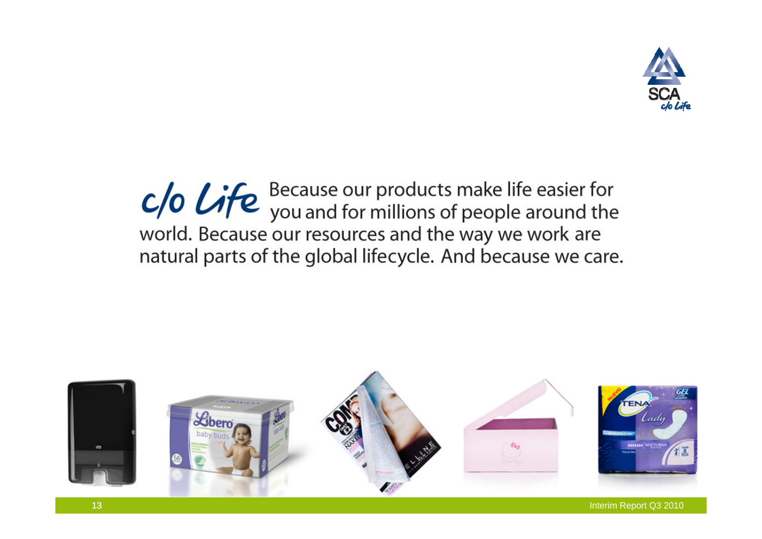c/o Life Because our products make life easier for you and for millions of people around the world. Because our resources and the way we work are natural parts of the global lifecycle. And because we care.